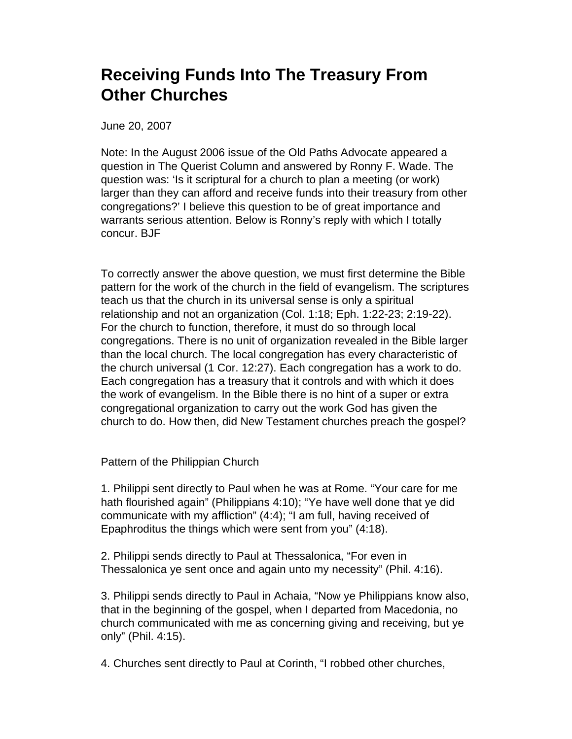# Receiving Funds Into The Treasury From Other Churches

June 20, 2007

Note: In the August 2006 issue of the Old Paths Advocate appeared a question in The Querist Column and answered by Ronny F. Wade. The question was: 'Is it scriptural for a church to plan a meeting (or work) larger than they can afford and receive funds into their treasury from other congregations?' I believe this question to be of great importance and warrants serious attention. Below is Ronny's reply with which I totally concur. BJF

To correctly answer the above question, we must first determine the Bible pattern for the work of the church in the field of evangelism. The scriptures teach us that the church in its universal sense is only a spiritual relationship and not an organization (Col. 1:18; Eph. 1:22-23; 2:19-22). For the church to function, therefore, it must do so through local congregations. There is no unit of organization revealed in the Bible larger than the local church. The local congregation has every characteristic of the church universal (1 Cor. 12:27). Each congregation has a work to do. Each congregation has a treasury that it controls and with which it does the work of evangelism. In the Bible there is no hint of a super or extra congregational organization to carry out the work God has given the church to do. How then, did New Testament churches preach the gospel?

Pattern of the Philippian Church

1. Philippi sent directly to Paul when he was at Rome. "Your care for me hath flourished again" (Philippians 4:10); "Ye have well done that ye did communicate with my affliction" (4:4); "I am full, having received of Epaphroditus the things which were sent from you" (4:18).

2. Philippi sends directly to Paul at Thessalonica, "For even in Thessalonica ye sent once and again unto my necessity" (Phil. 4:16).

3. Philippi sends directly to Paul in Achaia, "Now ye Philippians know also, that in the beginning of the gospel, when I departed from Macedonia, no church communicated with me as concerning giving and receiving, but ye only" (Phil. 4:15).

4. Churches sent directly to Paul at Corinth, "I robbed other churches,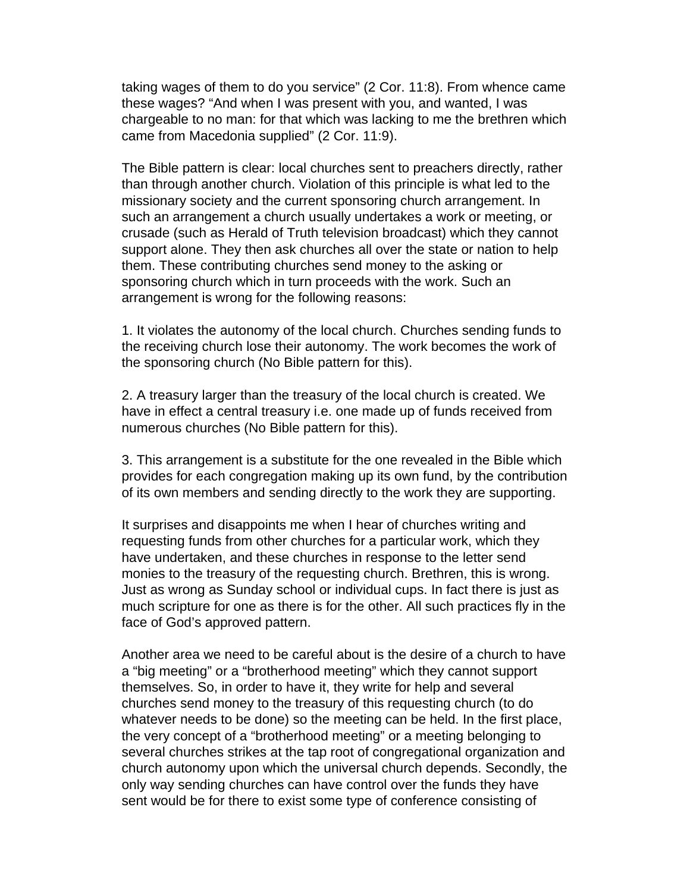taking wages of them to do you service” (2 Cor. 11:8). From whence came these wages? “And when I was present with you, and wanted, I was chargeable to no man: for that which was lacking to me the brethren which came from Macedonia supplied” (2 Cor. 11:9).

The Bible pattern is clear: local churches sent to preachers directly, rather than through another church. Violation of this principle is what led to the missionary society and the current sponsoring church arrangement. In such an arrangement a church usually undertakes a work or meeting, or crusade (such as Herald of Truth television broadcast) which they cannot support alone. They then ask churches all over the state or nation to help them. These contributing churches send money to the asking or sponsoring church which in turn proceeds with the work. Such an arrangement is wrong for the following reasons:

1. It violates the autonomy of the local church. Churches sending funds to the receiving church lose their autonomy. The work becomes the work of the sponsoring church (No Bible pattern for this).

2. A treasury larger than the treasury of the local church is created. We have in effect a central treasury i.e. one made up of funds received from numerous churches (No Bible pattern for this).

3. This arrangement is a substitute for the one revealed in the Bible which provides for each congregation making up its own fund, by the contribution of its own members and sending directly to the work they are supporting.

It surprises and disappoints me when I hear of churches writing and requesting funds from other churches for a particular work, which they have undertaken, and these churches in response to the letter send monies to the treasury of the requesting church. Brethren, this is wrong. Just as wrong as Sunday school or individual cups. In fact there is just as much scripture for one as there is for the other. All such practices fly in the face of God’s approved pattern.

Another area we need to be careful about is the desire of a church to have a “big meeting” or a “brotherhood meeting” which they cannot support themselves. So, in order to have it, they write for help and several churches send money to the treasury of this requesting church (to do whatever needs to be done) so the meeting can be held. In the first place, the very concept of a “brotherhood meeting” or a meeting belonging to several churches strikes at the tap root of congregational organization and church autonomy upon which the universal church depends. Secondly, the only way sending churches can have control over the funds they have sent would be for there to exist some type of conference consisting of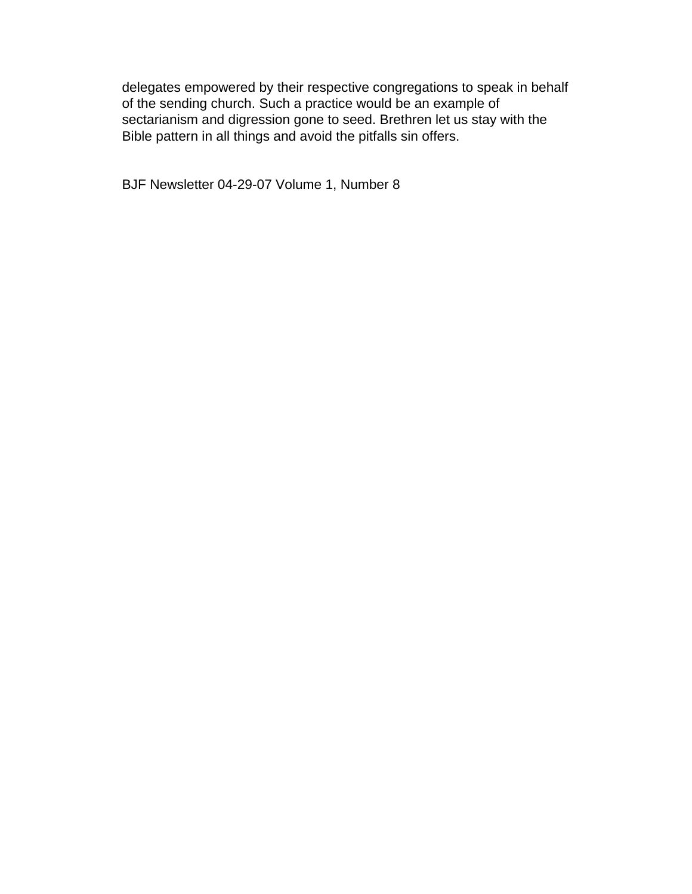delegates empowered by their respective congregations to speak in behalf of the sending church. Such a practice would be an example of sectarianism and digression gone to seed. Brethren let us stay with the Bible pattern in all things and avoid the pitfalls sin offers.

BJF Newsletter 04-29-07 Volume 1, Number 8